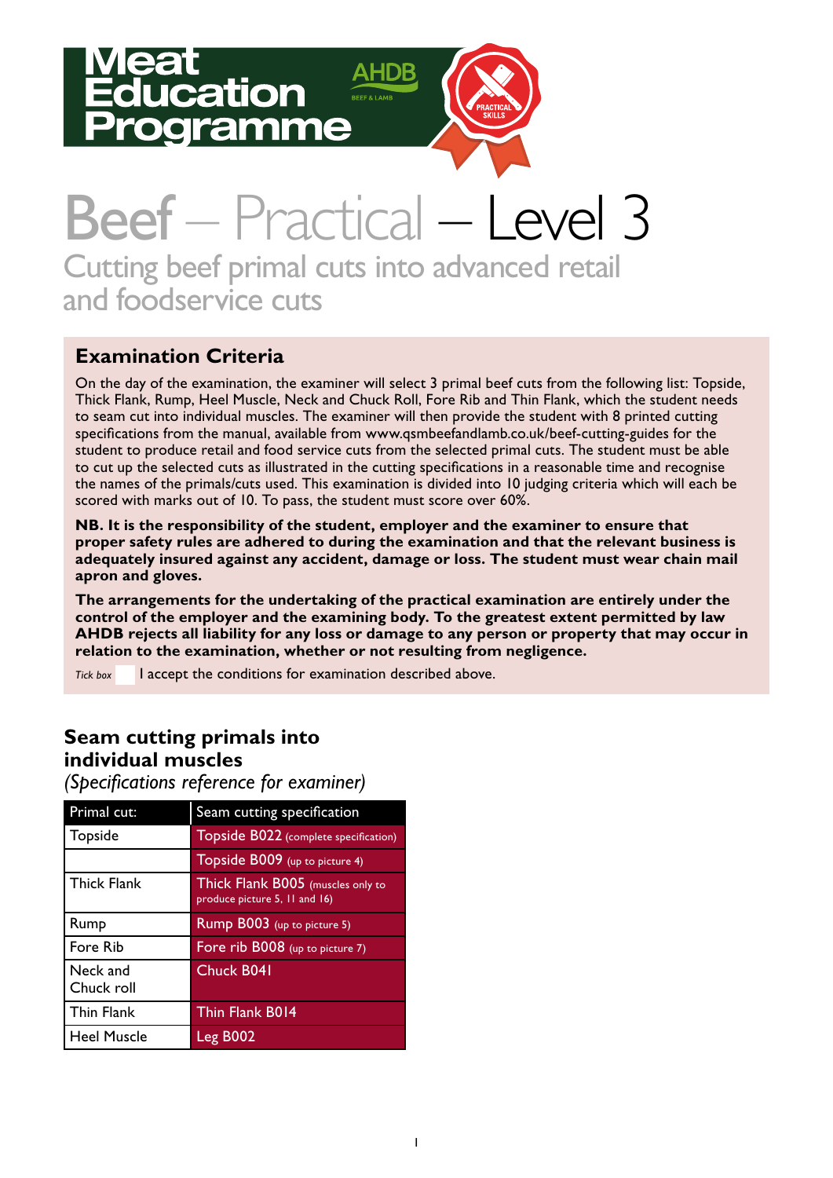# Meat Education Programme

AHDB BEEF & LAMB

PRACTICAL SKILLS

# Beef – Practical – Level 3

## Cutting beef primal cuts into advanced retail and foodservice cuts

### Examination Criteria

On the day of the examination, the examiner will select 3 primal beef cuts from the following list: Topside, Thick Flank, Rump, Heel Muscle, Neck and Chuck Roll, Fore Rib and Thin Flank, which the student needs to seam cut into individual muscles. The examiner will then provide the student with 8 printed cutting specifications from the manual, available from www.qsmbeefandlamb.co.uk/beef-cutting-guides for the student to produce retail and food service cuts from the selected primal cuts. The student must be able to cut up the selected cuts as illustrated in the cutting specifications in a reasonable time and recognise the names of the primals/cuts used. This examination is divided into 10 judging criteria which will each be scored with marks out of 10. To pass, the student must score over 60%.

**NB. It is the responsibility of the student, employer and the examiner to ensure that proper safety rules are adhered to during the examination and that the relevant business is adequately insured against any accident, damage or loss. The student must wear chain mail apron and gloves.**

**The arrangements for the undertaking of the practical examination are entirely under the control of the employer and the examining body. To the greatest extent permitted by law AHDB rejects all liability for any loss or damage to any person or property that may occur in relation to the examination, whether or not resulting from negligence.**

*Tick box* ☐ I accept the conditions for examination described above.

## Seam cutting primals into individual muscles

*(Specifications reference for examiner)*

| Primal cut: | Seam cutting specification |
|---|---|
| Topside | Topside B022 (complete specification) |
| | Topside B009 (up to picture 4) |
| Thick Flank | Thick Flank B005 (muscles only to produce picture 5, 11 and 16) |
| Rump | Rump B003 (up to picture 5) |
| Fore Rib | Fore rib B008 (up to picture 7) |
| Neck and Chuck roll | Chuck B041 |
| Thin Flank | Thin Flank B014 |
| Heel Muscle | Leg B002 |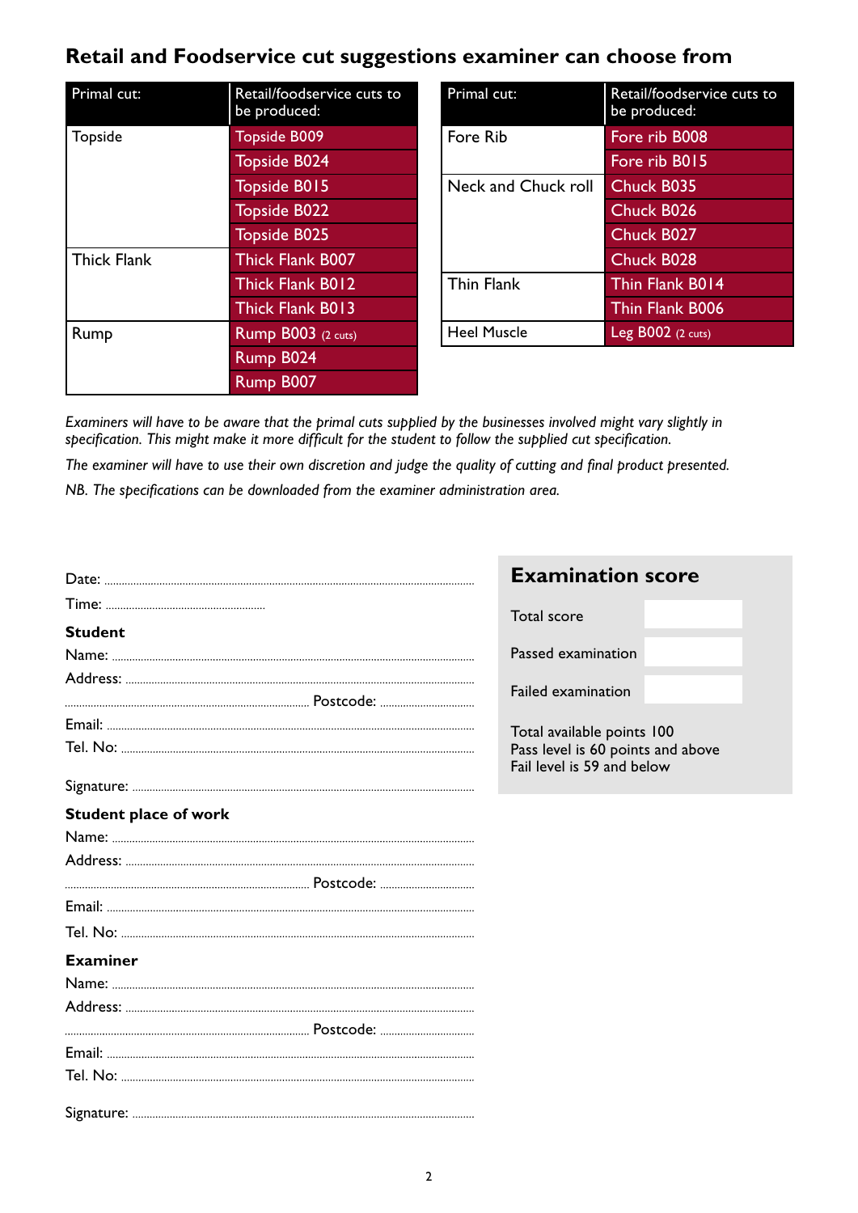## Retail and Foodservice cut suggestions examiner can choose from

| Primal cut: | Retail/foodservice cuts to be produced: |
|---|---|
| Topside | Topside B009 |
| | Topside B024 |
| | Topside B015 |
| | Topside B022 |
| | Topside B025 |
| Thick Flank | Thick Flank B007 |
| | Thick Flank B012 |
| | Thick Flank B013 |
| Rump | Rump B003 (2 cuts) |
| | Rump B024 |
| | Rump B007 |

| Primal cut: | Retail/foodservice cuts to be produced: |
|---|---|
| Fore Rib | Fore rib B008 |
| | Fore rib B015 |
| Neck and Chuck roll | Chuck B035 |
| | Chuck B026 |
| | Chuck B027 |
| | Chuck B028 |
| Thin Flank | Thin Flank B014 |
| | Thin Flank B006 |
| Heel Muscle | Leg B002 (2 cuts) |

*Examiners will have to be aware that the primal cuts supplied by the businesses involved might vary slightly in specification. This might make it more difficult for the student to follow the supplied cut specification.*

*The examiner will have to use their own discretion and judge the quality of cutting and final product presented.*

*NB. The specifications can be downloaded from the examiner administration area.*

Date: ..........................................

Time: ..........................................

**Student**

Name: ..........................................

Address: ..........................................

.......................................... Postcode: ..........................................

Email: ..........................................

Tel. No: ..........................................

Signature: ..........................................

**Student place of work**

Name: ..........................................

Address: ..........................................

.......................................... Postcode: ..........................................

Email: ..........................................

Tel. No: ..........................................

**Examiner**

Name: ..........................................

Address: ..........................................

.......................................... Postcode: ..........................................

Email: ..........................................

Tel. No: ..........................................

Signature: ..........................................

## Examination score

| Total score | |
|---|---|
| Passed examination | |
| Failed examination | |

Total available points 100
Pass level is 60 points and above
Fail level is 59 and below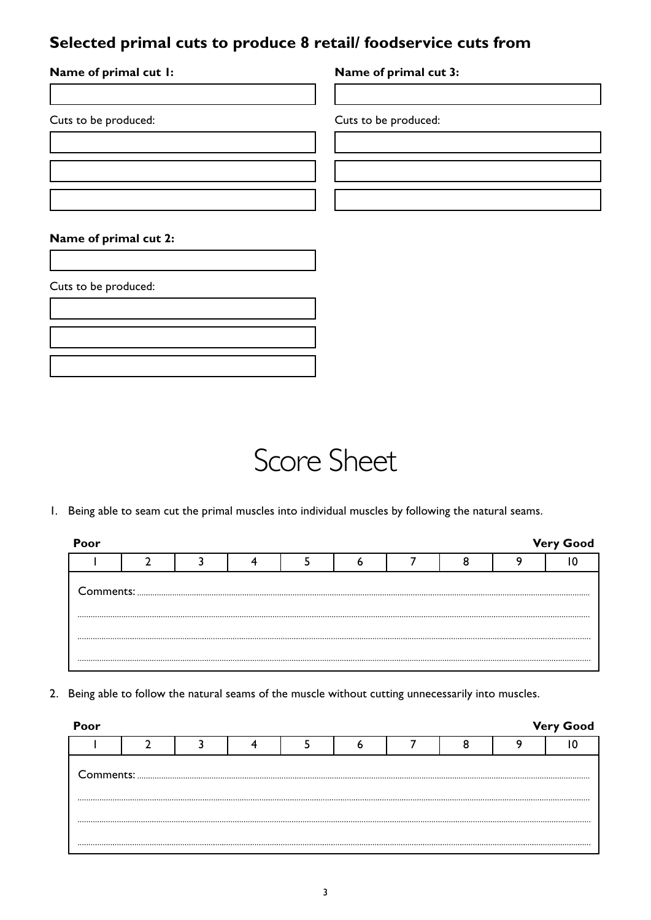## Selected primal cuts to produce 8 retail/ foodservice cuts from

**Name of primal cut 1:**

| |
|---|
| |

Cuts to be produced:

| |
|---|
| |
| |
| |

**Name of primal cut 2:**

| |
|---|
| |

Cuts to be produced:

| |
|---|
| |
| |
| |

**Name of primal cut 3:**

| |
|---|
| |

Cuts to be produced:

| |
|---|
| |
| |
| |

# Score Sheet

1. Being able to seam cut the primal muscles into individual muscles by following the natural seams.

| **Poor** | | | | | | | | | **Very Good** |
|---|---|---|---|---|---|---|---|---|---|
| 1 | 2 | 3 | 4 | 5 | 6 | 7 | 8 | 9 | 10 |

Comments: ..............................................................................................................................................

..............................................................................................................................................

..............................................................................................................................................

..............................................................................................................................................

2. Being able to follow the natural seams of the muscle without cutting unnecessarily into muscles.

| **Poor** | | | | | | | | | **Very Good** |
|---|---|---|---|---|---|---|---|---|---|
| 1 | 2 | 3 | 4 | 5 | 6 | 7 | 8 | 9 | 10 |

Comments: ..............................................................................................................................................

..............................................................................................................................................

..............................................................................................................................................

..............................................................................................................................................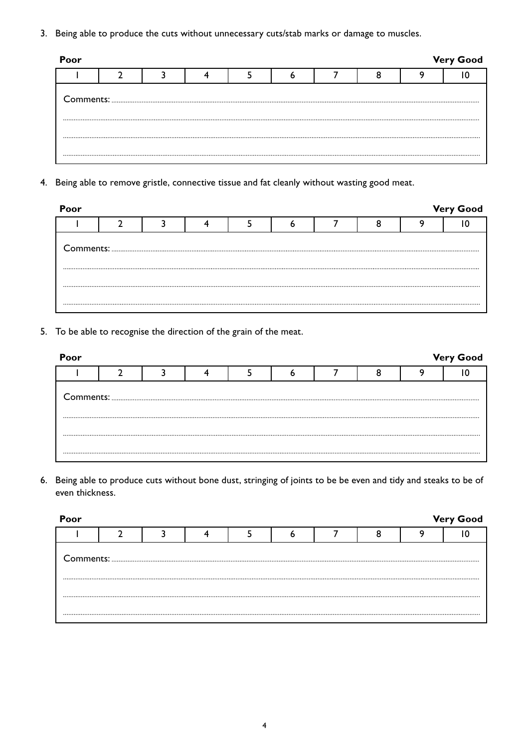3. Being able to produce the cuts without unnecessary cuts/stab marks or damage to muscles.

| Poor | | | | | | | | | Very Good |
|---|---|---|---|---|---|---|---|---|---|
| 1 | 2 | 3 | 4 | 5 | 6 | 7 | 8 | 9 | 10 |

Comments: ..............................................................................................................................................................................

..............................................................................................................................................................................................

..............................................................................................................................................................................................

..............................................................................................................................................................................................

4. Being able to remove gristle, connective tissue and fat cleanly without wasting good meat.

| Poor | | | | | | | | | Very Good |
|---|---|---|---|---|---|---|---|---|---|
| 1 | 2 | 3 | 4 | 5 | 6 | 7 | 8 | 9 | 10 |

Comments: ..............................................................................................................................................................................

..............................................................................................................................................................................................

..............................................................................................................................................................................................

..............................................................................................................................................................................................

5. To be able to recognise the direction of the grain of the meat.

| Poor | | | | | | | | | Very Good |
|---|---|---|---|---|---|---|---|---|---|
| 1 | 2 | 3 | 4 | 5 | 6 | 7 | 8 | 9 | 10 |

Comments: ..............................................................................................................................................................................

..............................................................................................................................................................................................

..............................................................................................................................................................................................

..............................................................................................................................................................................................

6. Being able to produce cuts without bone dust, stringing of joints to be be even and tidy and steaks to be of even thickness.

| Poor | | | | | | | | | Very Good |
|---|---|---|---|---|---|---|---|---|---|
| 1 | 2 | 3 | 4 | 5 | 6 | 7 | 8 | 9 | 10 |

Comments: ..............................................................................................................................................................................

..............................................................................................................................................................................................

..............................................................................................................................................................................................

..............................................................................................................................................................................................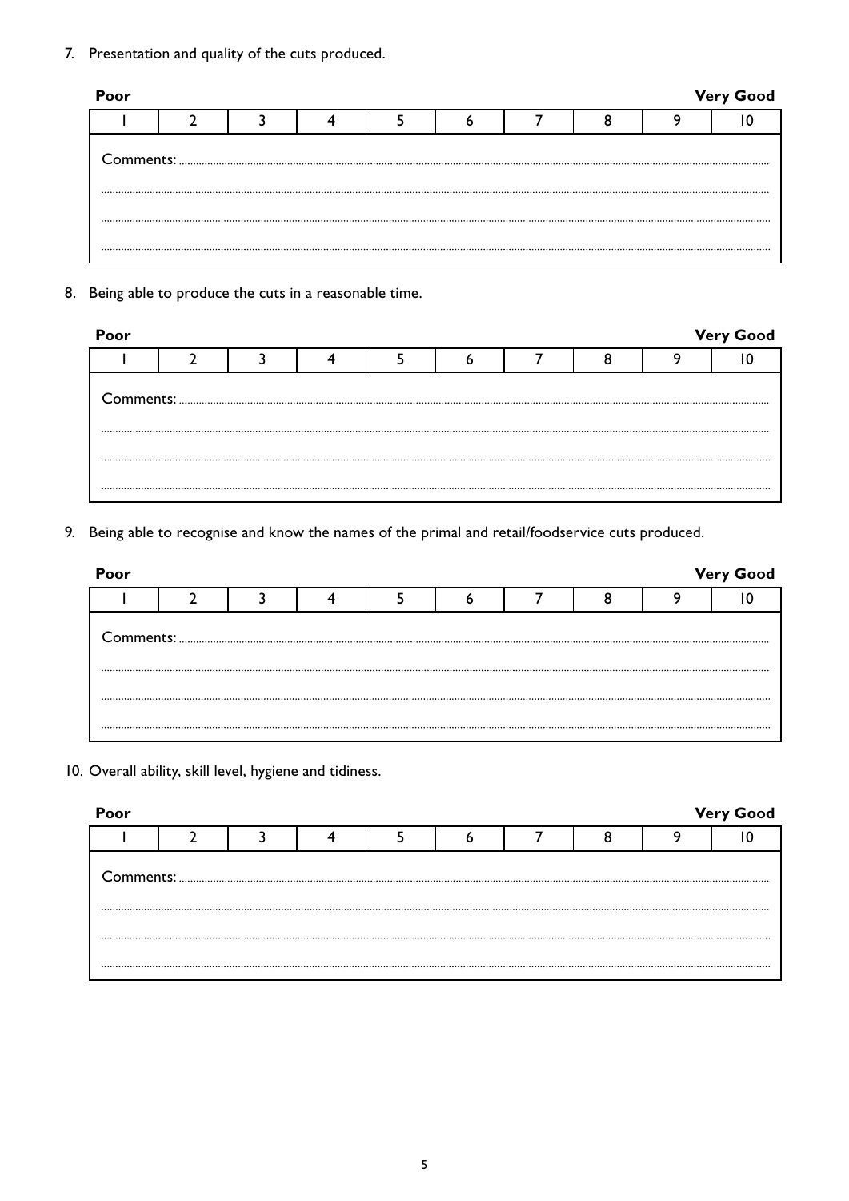7. Presentation and quality of the cuts produced.

| **Poor** | | | | | | | | | **Very Good** |
|---|---|---|---|---|---|---|---|---|---|
| 1 | 2 | 3 | 4 | 5 | 6 | 7 | 8 | 9 | 10 |

Comments: ..................................................................................................................................................................................................................................................................................................................................................................................................................................................................................................................................................................

8. Being able to produce the cuts in a reasonable time.

| **Poor** | | | | | | | | | **Very Good** |
|---|---|---|---|---|---|---|---|---|---|
| 1 | 2 | 3 | 4 | 5 | 6 | 7 | 8 | 9 | 10 |

Comments: ..................................................................................................................................................................................................................................................................................................................................................................................................................................................................................................................................................................

9. Being able to recognise and know the names of the primal and retail/foodservice cuts produced.

| **Poor** | | | | | | | | | **Very Good** |
|---|---|---|---|---|---|---|---|---|---|
| 1 | 2 | 3 | 4 | 5 | 6 | 7 | 8 | 9 | 10 |

Comments: ..................................................................................................................................................................................................................................................................................................................................................................................................................................................................................................................................................................

10. Overall ability, skill level, hygiene and tidiness.

| **Poor** | | | | | | | | | **Very Good** |
|---|---|---|---|---|---|---|---|---|---|
| 1 | 2 | 3 | 4 | 5 | 6 | 7 | 8 | 9 | 10 |

Comments: ..................................................................................................................................................................................................................................................................................................................................................................................................................................................................................................................................................................